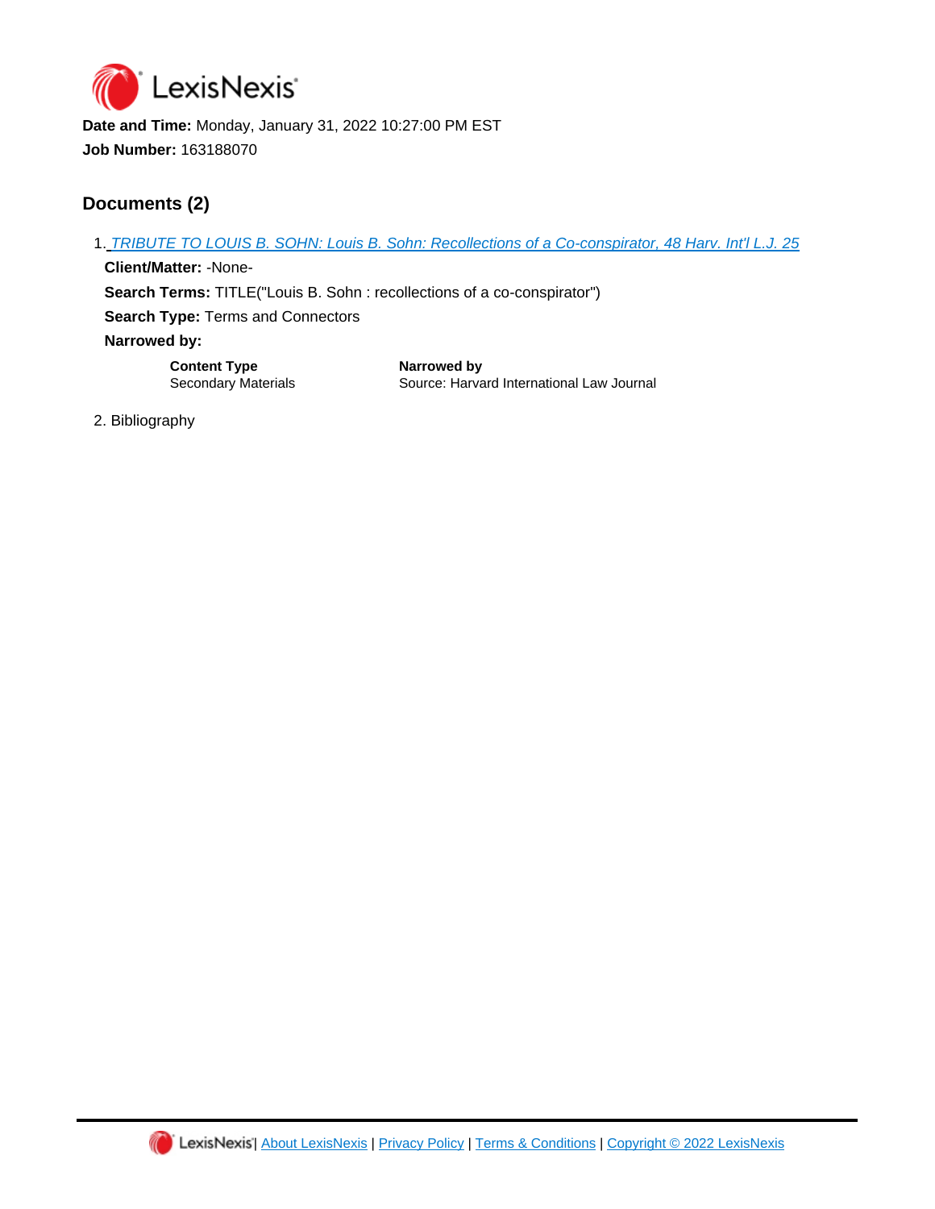LexisNexis

**Date and Time:** Monday, January 31, 2022 10:27:00 PM EST

**Job Number:** 163188070

## Documents (2)

1. TRIBUTE TO LOUIS B. SOHN: Louis B. Sohn: Recollections of a Co-conspirator, 48 Harv. Int'l L.J. 25

   **Client/Matter:** -None-

   **Search Terms:** TITLE("Louis B. Sohn : recollections of a co-conspirator")

   **Search Type:** Terms and Connectors

   **Narrowed by:**

   | Content Type | Narrowed by |
   | --- | --- |
   | Secondary Materials | Source: Harvard International Law Journal |

2. Bibliography

LexisNexis | About LexisNexis | Privacy Policy | Terms & Conditions | Copyright © 2022 LexisNexis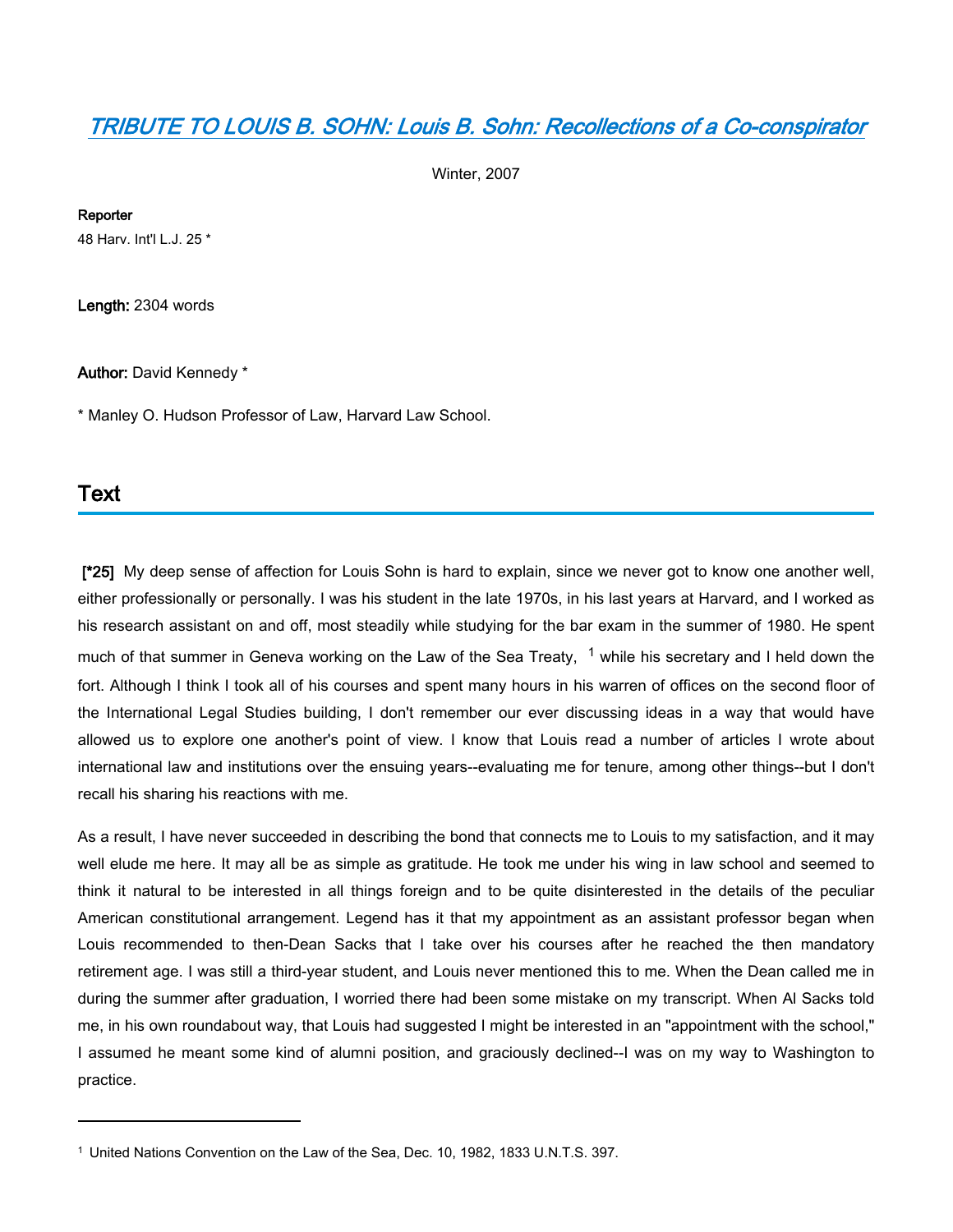# [TRIBUTE TO LOUIS B. SOHN: Louis B. Sohn: Recollections of a Co-conspirator]

Winter, 2007

**Reporter**

48 Harv. Int'l L.J. 25 *

**Length:** 2304 words

**Author:** David Kennedy *

* Manley O. Hudson Professor of Law, Harvard Law School.

## Text

**[*25]** My deep sense of affection for Louis Sohn is hard to explain, since we never got to know one another well, either professionally or personally. I was his student in the late 1970s, in his last years at Harvard, and I worked as his research assistant on and off, most steadily while studying for the bar exam in the summer of 1980. He spent much of that summer in Geneva working on the Law of the Sea Treaty, [1] while his secretary and I held down the fort. Although I think I took all of his courses and spent many hours in his warren of offices on the second floor of the International Legal Studies building, I don't remember our ever discussing ideas in a way that would have allowed us to explore one another's point of view. I know that Louis read a number of articles I wrote about international law and institutions over the ensuing years--evaluating me for tenure, among other things--but I don't recall his sharing his reactions with me.

As a result, I have never succeeded in describing the bond that connects me to Louis to my satisfaction, and it may well elude me here. It may all be as simple as gratitude. He took me under his wing in law school and seemed to think it natural to be interested in all things foreign and to be quite disinterested in the details of the peculiar American constitutional arrangement. Legend has it that my appointment as an assistant professor began when Louis recommended to then-Dean Sacks that I take over his courses after he reached the then mandatory retirement age. I was still a third-year student, and Louis never mentioned this to me. When the Dean called me in during the summer after graduation, I worried there had been some mistake on my transcript. When Al Sacks told me, in his own roundabout way, that Louis had suggested I might be interested in an "appointment with the school," I assumed he meant some kind of alumni position, and graciously declined--I was on my way to Washington to practice.

---

[1] United Nations Convention on the Law of the Sea, Dec. 10, 1982, 1833 U.N.T.S. 397.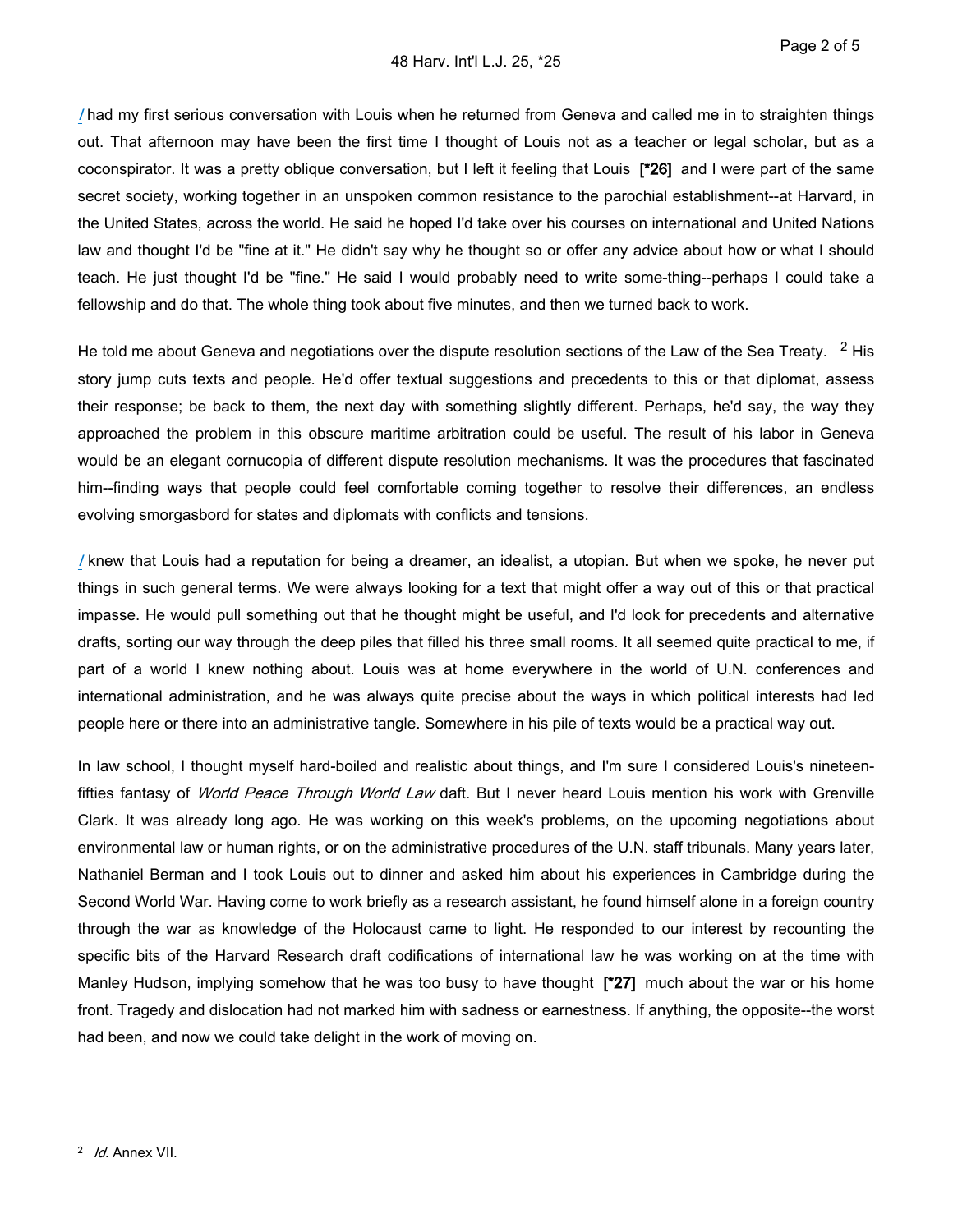*I* had my first serious conversation with Louis when he returned from Geneva and called me in to straighten things out. That afternoon may have been the first time I thought of Louis not as a teacher or legal scholar, but as a coconspirator. It was a pretty oblique conversation, but I left it feeling that Louis **[*26]** and I were part of the same secret society, working together in an unspoken common resistance to the parochial establishment--at Harvard, in the United States, across the world. He said he hoped I'd take over his courses on international and United Nations law and thought I'd be "fine at it." He didn't say why he thought so or offer any advice about how or what I should teach. He just thought I'd be "fine." He said I would probably need to write some-thing--perhaps I could take a fellowship and do that. The whole thing took about five minutes, and then we turned back to work.

He told me about Geneva and negotiations over the dispute resolution sections of the Law of the Sea Treaty. [2] His story jump cuts texts and people. He'd offer textual suggestions and precedents to this or that diplomat, assess their response; be back to them, the next day with something slightly different. Perhaps, he'd say, the way they approached the problem in this obscure maritime arbitration could be useful. The result of his labor in Geneva would be an elegant cornucopia of different dispute resolution mechanisms. It was the procedures that fascinated him--finding ways that people could feel comfortable coming together to resolve their differences, an endless evolving smorgasbord for states and diplomats with conflicts and tensions.

*I* knew that Louis had a reputation for being a dreamer, an idealist, a utopian. But when we spoke, he never put things in such general terms. We were always looking for a text that might offer a way out of this or that practical impasse. He would pull something out that he thought might be useful, and I'd look for precedents and alternative drafts, sorting our way through the deep piles that filled his three small rooms. It all seemed quite practical to me, if part of a world I knew nothing about. Louis was at home everywhere in the world of U.N. conferences and international administration, and he was always quite precise about the ways in which political interests had led people here or there into an administrative tangle. Somewhere in his pile of texts would be a practical way out.

In law school, I thought myself hard-boiled and realistic about things, and I'm sure I considered Louis's nineteen-fifties fantasy of *World Peace Through World Law* daft. But I never heard Louis mention his work with Grenville Clark. It was already long ago. He was working on this week's problems, on the upcoming negotiations about environmental law or human rights, or on the administrative procedures of the U.N. staff tribunals. Many years later, Nathaniel Berman and I took Louis out to dinner and asked him about his experiences in Cambridge during the Second World War. Having come to work briefly as a research assistant, he found himself alone in a foreign country through the war as knowledge of the Holocaust came to light. He responded to our interest by recounting the specific bits of the Harvard Research draft codifications of international law he was working on at the time with Manley Hudson, implying somehow that he was too busy to have thought **[*27]** much about the war or his home front. Tragedy and dislocation had not marked him with sadness or earnestness. If anything, the opposite--the worst had been, and now we could take delight in the work of moving on.

---

[2] *Id.* Annex VII.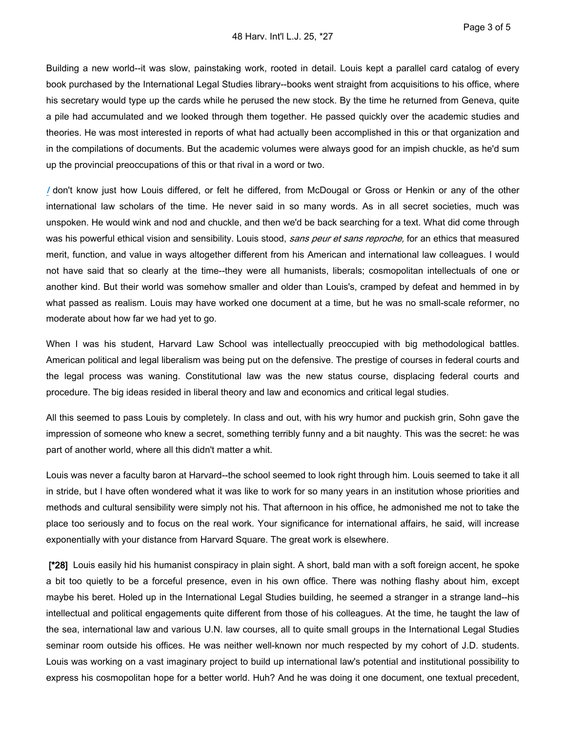Building a new world--it was slow, painstaking work, rooted in detail. Louis kept a parallel card catalog of every book purchased by the International Legal Studies library--books went straight from acquisitions to his office, where his secretary would type up the cards while he perused the new stock. By the time he returned from Geneva, quite a pile had accumulated and we looked through them together. He passed quickly over the academic studies and theories. He was most interested in reports of what had actually been accomplished in this or that organization and in the compilations of documents. But the academic volumes were always good for an impish chuckle, as he'd sum up the provincial preoccupations of this or that rival in a word or two.

*I* don't know just how Louis differed, or felt he differed, from McDougal or Gross or Henkin or any of the other international law scholars of the time. He never said in so many words. As in all secret societies, much was unspoken. He would wink and nod and chuckle, and then we'd be back searching for a text. What did come through was his powerful ethical vision and sensibility. Louis stood, *sans peur et sans reproche,* for an ethics that measured merit, function, and value in ways altogether different from his American and international law colleagues. I would not have said that so clearly at the time--they were all humanists, liberals; cosmopolitan intellectuals of one or another kind. But their world was somehow smaller and older than Louis's, cramped by defeat and hemmed in by what passed as realism. Louis may have worked one document at a time, but he was no small-scale reformer, no moderate about how far we had yet to go.

When I was his student, Harvard Law School was intellectually preoccupied with big methodological battles. American political and legal liberalism was being put on the defensive. The prestige of courses in federal courts and the legal process was waning. Constitutional law was the new status course, displacing federal courts and procedure. The big ideas resided in liberal theory and law and economics and critical legal studies.

All this seemed to pass Louis by completely. In class and out, with his wry humor and puckish grin, Sohn gave the impression of someone who knew a secret, something terribly funny and a bit naughty. This was the secret: he was part of another world, where all this didn't matter a whit.

Louis was never a faculty baron at Harvard--the school seemed to look right through him. Louis seemed to take it all in stride, but I have often wondered what it was like to work for so many years in an institution whose priorities and methods and cultural sensibility were simply not his. That afternoon in his office, he admonished me not to take the place too seriously and to focus on the real work. Your significance for international affairs, he said, will increase exponentially with your distance from Harvard Square. The great work is elsewhere.

**[*28]** Louis easily hid his humanist conspiracy in plain sight. A short, bald man with a soft foreign accent, he spoke a bit too quietly to be a forceful presence, even in his own office. There was nothing flashy about him, except maybe his beret. Holed up in the International Legal Studies building, he seemed a stranger in a strange land--his intellectual and political engagements quite different from those of his colleagues. At the time, he taught the law of the sea, international law and various U.N. law courses, all to quite small groups in the International Legal Studies seminar room outside his offices. He was neither well-known nor much respected by my cohort of J.D. students. Louis was working on a vast imaginary project to build up international law's potential and institutional possibility to express his cosmopolitan hope for a better world. Huh? And he was doing it one document, one textual precedent,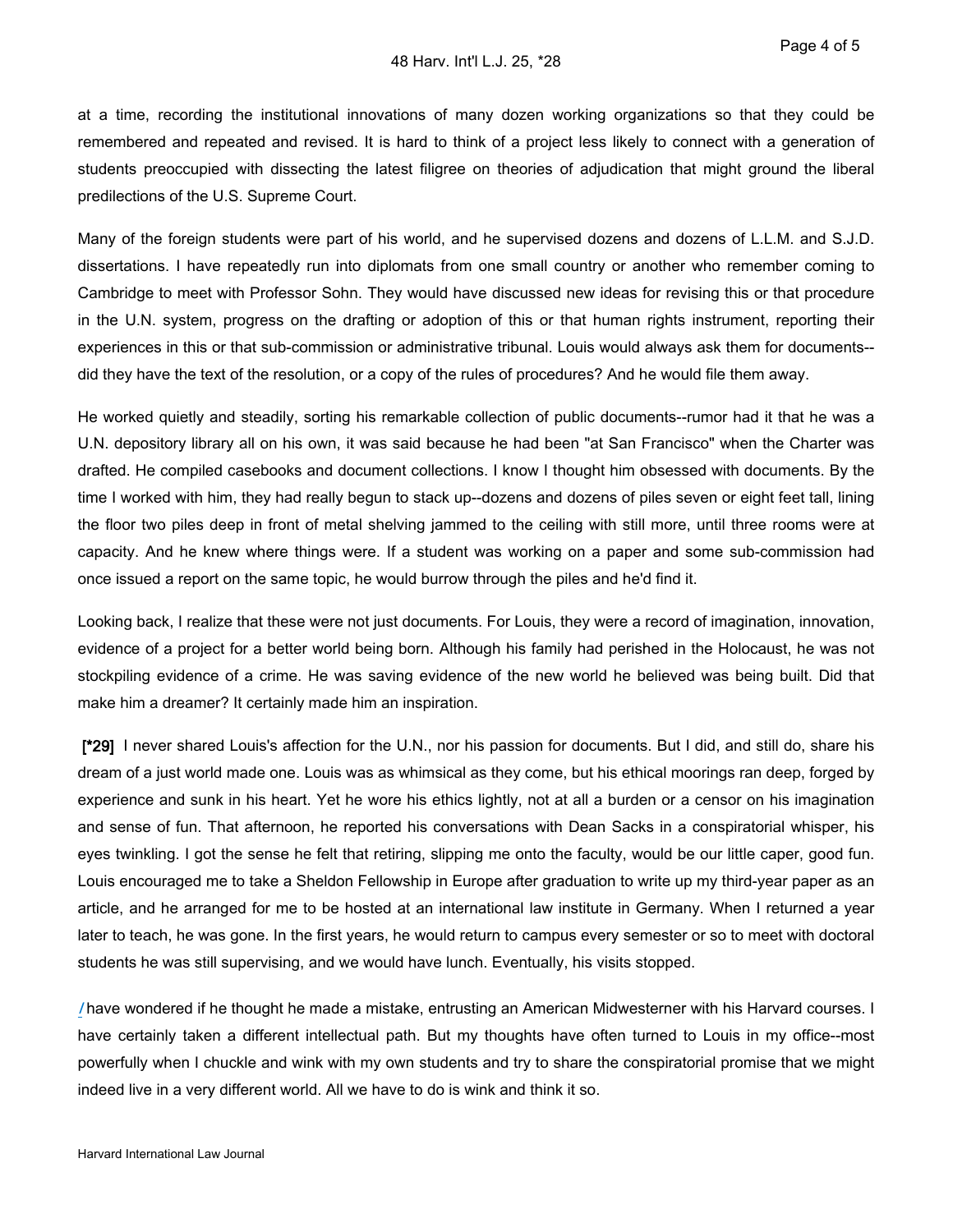at a time, recording the institutional innovations of many dozen working organizations so that they could be remembered and repeated and revised. It is hard to think of a project less likely to connect with a generation of students preoccupied with dissecting the latest filigree on theories of adjudication that might ground the liberal predilections of the U.S. Supreme Court.

Many of the foreign students were part of his world, and he supervised dozens and dozens of L.L.M. and S.J.D. dissertations. I have repeatedly run into diplomats from one small country or another who remember coming to Cambridge to meet with Professor Sohn. They would have discussed new ideas for revising this or that procedure in the U.N. system, progress on the drafting or adoption of this or that human rights instrument, reporting their experiences in this or that sub-commission or administrative tribunal. Louis would always ask them for documents--did they have the text of the resolution, or a copy of the rules of procedures? And he would file them away.

He worked quietly and steadily, sorting his remarkable collection of public documents--rumor had it that he was a U.N. depository library all on his own, it was said because he had been "at San Francisco" when the Charter was drafted. He compiled casebooks and document collections. I know I thought him obsessed with documents. By the time I worked with him, they had really begun to stack up--dozens and dozens of piles seven or eight feet tall, lining the floor two piles deep in front of metal shelving jammed to the ceiling with still more, until three rooms were at capacity. And he knew where things were. If a student was working on a paper and some sub-commission had once issued a report on the same topic, he would burrow through the piles and he'd find it.

Looking back, I realize that these were not just documents. For Louis, they were a record of imagination, innovation, evidence of a project for a better world being born. Although his family had perished in the Holocaust, he was not stockpiling evidence of a crime. He was saving evidence of the new world he believed was being built. Did that make him a dreamer? It certainly made him an inspiration.

**[*29]** I never shared Louis's affection for the U.N., nor his passion for documents. But I did, and still do, share his dream of a just world made one. Louis was as whimsical as they come, but his ethical moorings ran deep, forged by experience and sunk in his heart. Yet he wore his ethics lightly, not at all a burden or a censor on his imagination and sense of fun. That afternoon, he reported his conversations with Dean Sacks in a conspiratorial whisper, his eyes twinkling. I got the sense he felt that retiring, slipping me onto the faculty, would be our little caper, good fun. Louis encouraged me to take a Sheldon Fellowship in Europe after graduation to write up my third-year paper as an article, and he arranged for me to be hosted at an international law institute in Germany. When I returned a year later to teach, he was gone. In the first years, he would return to campus every semester or so to meet with doctoral students he was still supervising, and we would have lunch. Eventually, his visits stopped.

*I* have wondered if he thought he made a mistake, entrusting an American Midwesterner with his Harvard courses. I have certainly taken a different intellectual path. But my thoughts have often turned to Louis in my office--most powerfully when I chuckle and wink with my own students and try to share the conspiratorial promise that we might indeed live in a very different world. All we have to do is wink and think it so.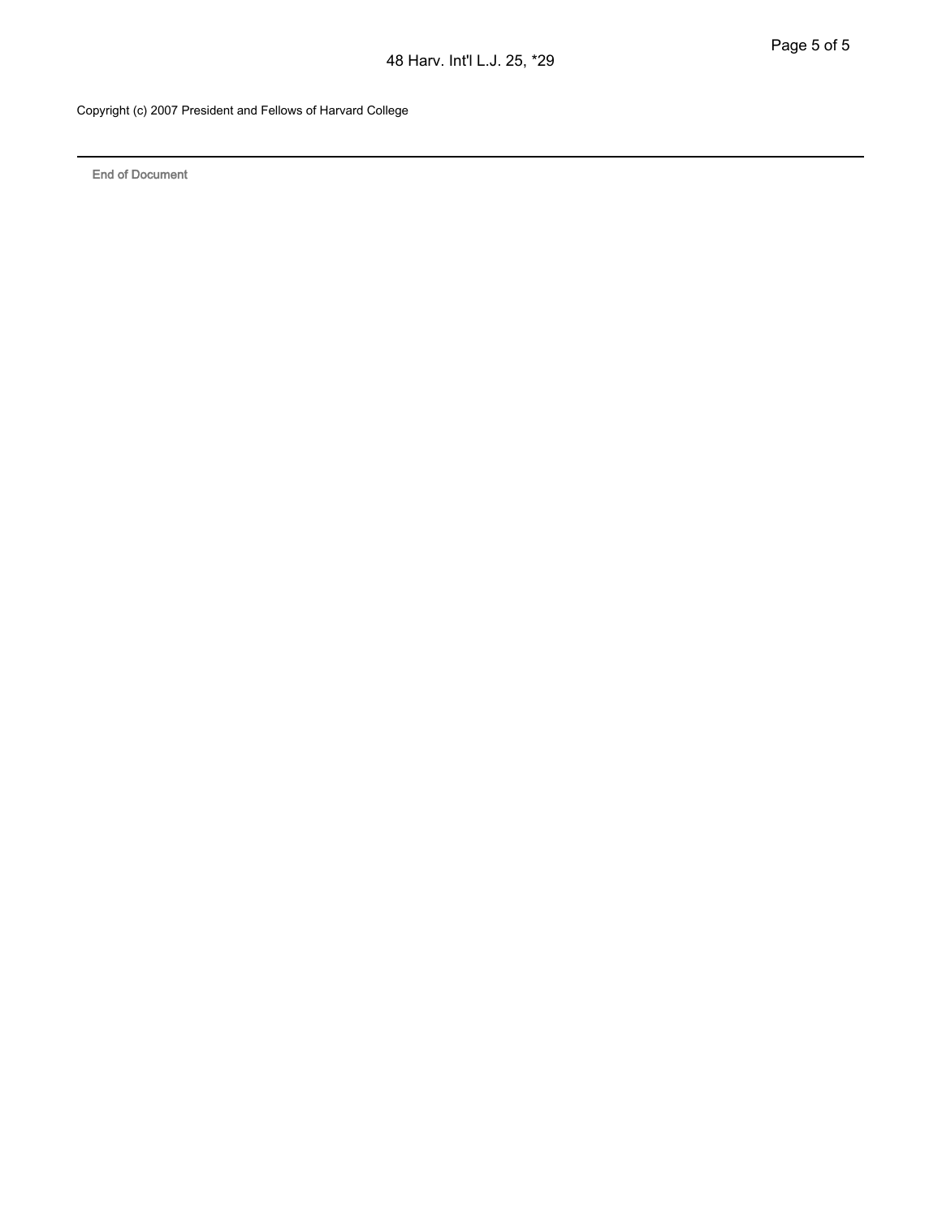Copyright (c) 2007 President and Fellows of Harvard College

---

End of Document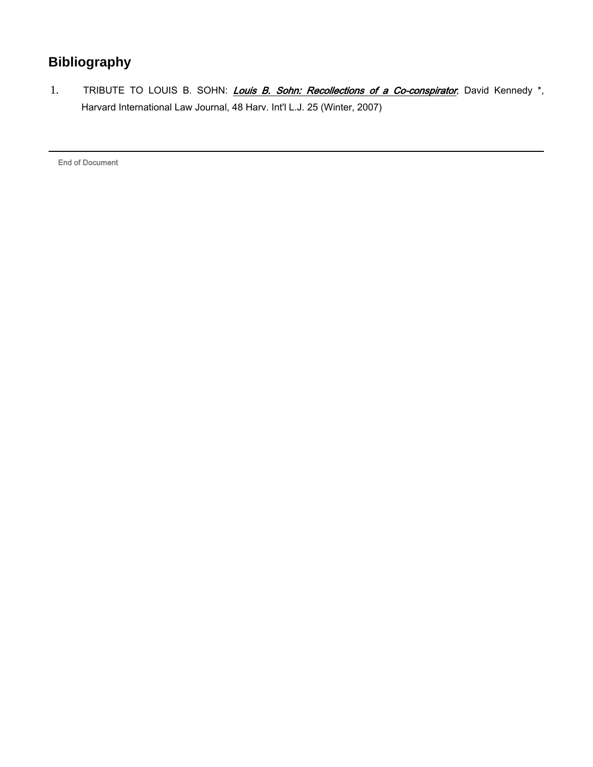## Bibliography

1. TRIBUTE TO LOUIS B. SOHN: *Louis B. Sohn: Recollections of a Co-conspirator*, David Kennedy *, Harvard International Law Journal, 48 Harv. Int'l L.J. 25 (Winter, 2007)

---

End of Document